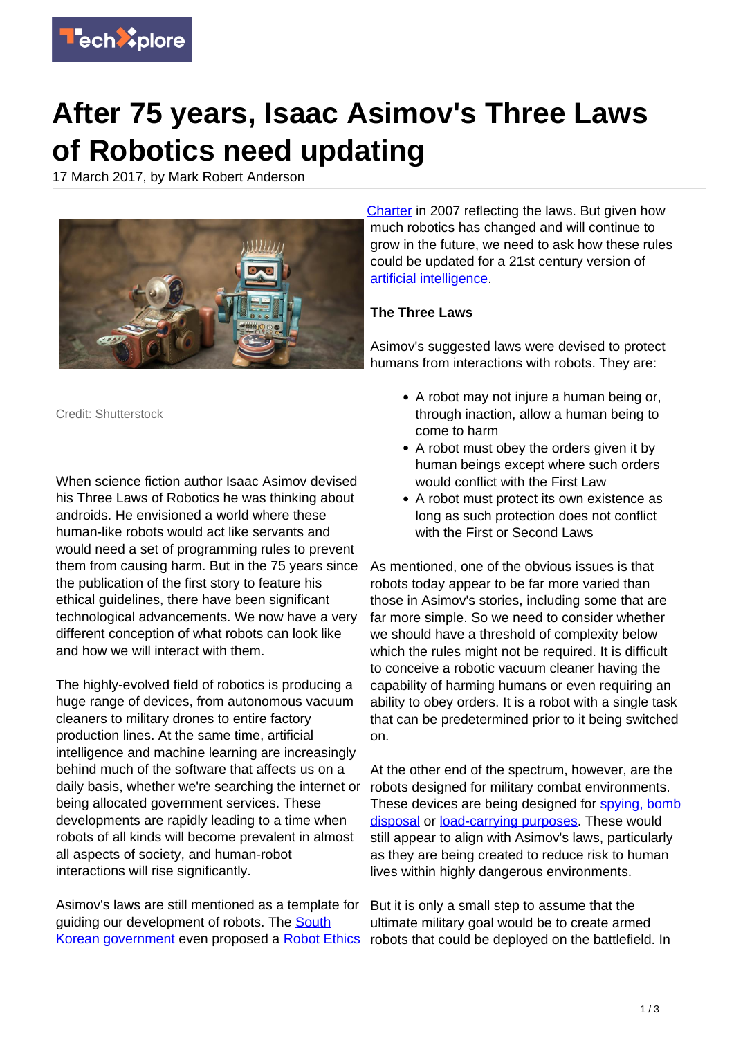# After 75 years, Isaac Asimov's Three Laws of Robotics need updating

17 March 2017, by Mark Robert Anderson

Credit: Shutterstock

When science fiction author Isaac Asimov devised his Three Laws of Robotics he was thinking about androids. He envisioned a world where these human-like robots would act like servants and would need a set of programming rules to prevent them from causing harm. But in the 75 years since the publication of the first story to feature his ethical guidelines, there have been significant technological advancements. We now have a very different conception of what robots can look like and how we will interact with them.

The highly-evolved field of robotics is producing a huge range of devices, from autonomous vacuum cleaners to military drones to entire factory production lines. At the same time, artificial intelligence and machine learning are increasingly behind much of the software that affects us on a daily basis, whether we're searching the internet or being allocated government services. These developments are rapidly leading to a time when robots of all kinds will become prevalent in almost all aspects of society, and human-robot interactions will rise significantly.

Asimov's laws are still mentioned as a template for guiding our development of robots. The South Korean government even proposed a Robot Ethics Charter in 2007 reflecting the laws. But given how much robotics has changed and will continue to grow in the future, we need to ask how these rules could be updated for a 21st century version of artificial intelligence.

**The Three Laws**

Asimov's suggested laws were devised to protect humans from interactions with robots. They are:

- A robot may not injure a human being or, through inaction, allow a human being to come to harm
- A robot must obey the orders given it by human beings except where such orders would conflict with the First Law
- A robot must protect its own existence as long as such protection does not conflict with the First or Second Laws

As mentioned, one of the obvious issues is that robots today appear to be far more varied than those in Asimov's stories, including some that are far more simple. So we need to consider whether we should have a threshold of complexity below which the rules might not be required. It is difficult to conceive a robotic vacuum cleaner having the capability of harming humans or even requiring an ability to obey orders. It is a robot with a single task that can be predetermined prior to it being switched on.

At the other end of the spectrum, however, are the robots designed for military combat environments. These devices are being designed for spying, bomb disposal or load-carrying purposes. These would still appear to align with Asimov's laws, particularly as they are being created to reduce risk to human lives within highly dangerous environments.

But it is only a small step to assume that the ultimate military goal would be to create armed robots that could be deployed on the battlefield. In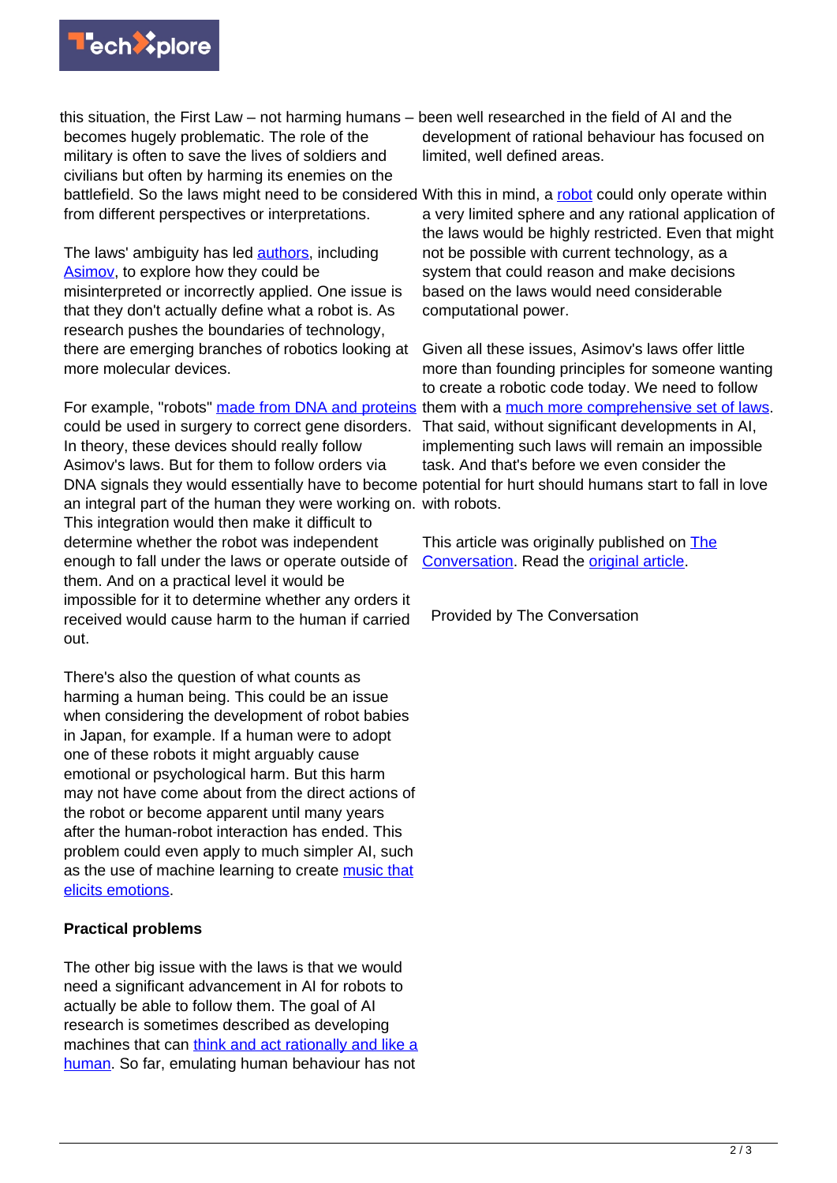this situation, the First Law – not harming humans – becomes hugely problematic. The role of the military is often to save the lives of soldiers and civilians but often by harming its enemies on the battlefield. So the laws might need to be considered from different perspectives or interpretations.

The laws' ambiguity has led authors, including Asimov, to explore how they could be misinterpreted or incorrectly applied. One issue is that they don't actually define what a robot is. As research pushes the boundaries of technology, there are emerging branches of robotics looking at more molecular devices.

For example, "robots" made from DNA and proteins could be used in surgery to correct gene disorders. In theory, these devices should really follow Asimov's laws. But for them to follow orders via DNA signals they would essentially have to become an integral part of the human they were working on. This integration would then make it difficult to determine whether the robot was independent enough to fall under the laws or operate outside of them. And on a practical level it would be impossible for it to determine whether any orders it received would cause harm to the human if carried out.

There's also the question of what counts as harming a human being. This could be an issue when considering the development of robot babies in Japan, for example. If a human were to adopt one of these robots it might arguably cause emotional or psychological harm. But this harm may not have come about from the direct actions of the robot or become apparent until many years after the human-robot interaction has ended. This problem could even apply to much simpler AI, such as the use of machine learning to create music that elicits emotions.

**Practical problems**

The other big issue with the laws is that we would need a significant advancement in AI for robots to actually be able to follow them. The goal of AI research is sometimes described as developing machines that can think and act rationally and like a human. So far, emulating human behaviour has not been well researched in the field of AI and the development of rational behaviour has focused on limited, well defined areas.

With this in mind, a robot could only operate within a very limited sphere and any rational application of the laws would be highly restricted. Even that might not be possible with current technology, as a system that could reason and make decisions based on the laws would need considerable computational power.

Given all these issues, Asimov's laws offer little more than founding principles for someone wanting to create a robotic code today. We need to follow them with a much more comprehensive set of laws. That said, without significant developments in AI, implementing such laws will remain an impossible task. And that's before we even consider the potential for hurt should humans start to fall in love with robots.

This article was originally published on The Conversation. Read the original article.

Provided by The Conversation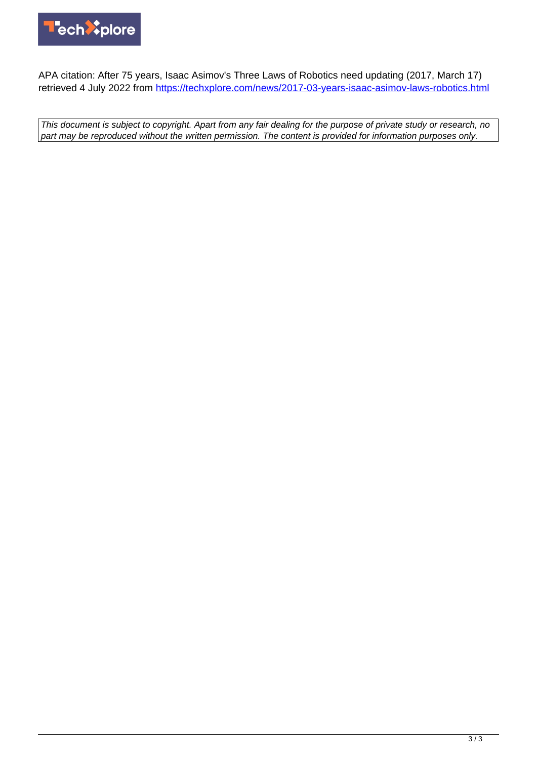APA citation: After 75 years, Isaac Asimov's Three Laws of Robotics need updating (2017, March 17) retrieved 4 July 2022 from https://techxplore.com/news/2017-03-years-isaac-asimov-laws-robotics.html

*This document is subject to copyright. Apart from any fair dealing for the purpose of private study or research, no part may be reproduced without the written permission. The content is provided for information purposes only.*